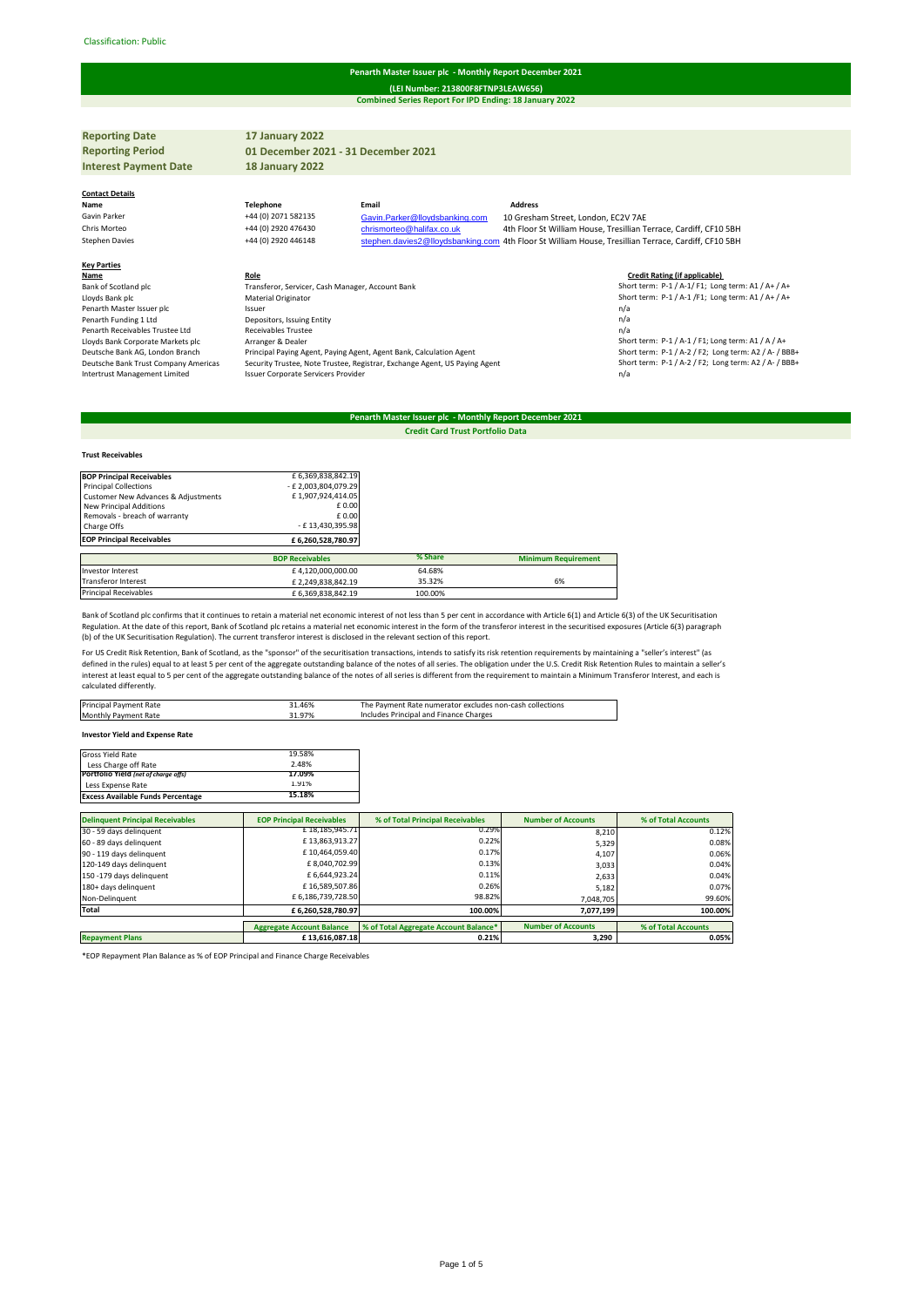Classification: Public

# Penarth Master Issuer plc - Monthly Report December 2021

**(LEI Number: 213800F8FTNP3LEAW656)**

**Combined Series Report For IPD Ending: 18 January 2022**

| | |
|---|---|
| **Reporting Date** | **17 January 2022** |
| **Reporting Period** | **01 December 2021 - 31 December 2021** |
| **Interest Payment Date** | **18 January 2022** |

**Contact Details**

| Name | Telephone | Email | Address |
|---|---|---|---|
| Gavin Parker | +44 (0) 2071 582135 | Gavin.Parker@lloydsbanking.com | 10 Gresham Street, London, EC2V 7AE |
| Chris Morteo | +44 (0) 2920 476430 | chrismorteo@halifax.co.uk | 4th Floor St William House, Tresillian Terrace, Cardiff, CF10 5BH |
| Stephen Davies | +44 (0) 2920 446148 | stephen.davies2@lloydsbanking.com | 4th Floor St William House, Tresillian Terrace, Cardiff, CF10 5BH |

**Key Parties**

| Name | Role | Credit Rating (if applicable) |
|---|---|---|
| Bank of Scotland plc | Transferor, Servicer, Cash Manager, Account Bank | Short term: P-1 / A-1/ F1; Long term: A1 / A+ / A+ |
| Lloyds Bank plc | Material Originator | Short term: P-1 / A-1 /F1; Long term: A1 / A+ / A+ |
| Penarth Master Issuer plc | Issuer | n/a |
| Penarth Funding 1 Ltd | Depositors, Issuing Entity | n/a |
| Penarth Receivables Trustee Ltd | Receivables Trustee | n/a |
| Lloyds Bank Corporate Markets plc | Arranger & Dealer | Short term: P-1 / A-1 / F1; Long term: A1 / A / A+ |
| Deutsche Bank AG, London Branch | Principal Paying Agent, Paying Agent, Agent Bank, Calculation Agent | Short term: P-1 / A-2 / F2; Long term: A2 / A- / BBB+ |
| Deutsche Bank Trust Company Americas | Security Trustee, Note Trustee, Registrar, Exchange Agent, US Paying Agent | Short term: P-1 / A-2 / F2; Long term: A2 / A- / BBB+ |
| Intertrust Management Limited | Issuer Corporate Servicers Provider | n/a |

## Penarth Master Issuer plc - Monthly Report December 2021

**Credit Card Trust Portfolio Data**

**Trust Receivables**

| | |
|---|---|
| **BOP Principal Receivables** | £ 6,369,838,842.19 |
| Principal Collections | - £ 2,003,804,079.29 |
| Customer New Advances & Adjustments | £ 1,907,924,414.05 |
| New Principal Additions | £ 0.00 |
| Removals - breach of warranty | £ 0.00 |
| Charge Offs | - £ 13,430,395.98 |
| **EOP Principal Receivables** | **£ 6,260,528,780.97** |

| | BOP Receivables | % Share | Minimum Requirement |
|---|---|---|---|
| Investor Interest | £ 4,120,000,000.00 | 64.68% | |
| Transferor Interest | £ 2,249,838,842.19 | 35.32% | 6% |
| Principal Receivables | £ 6,369,838,842.19 | 100.00% | |

Bank of Scotland plc confirms that it continues to retain a material net economic interest of not less than 5 per cent in accordance with Article 6(1) and Article 6(3) of the UK Securitisation Regulation. At the date of this report, Bank of Scotland plc retains a material net economic interest in the form of the transferor interest in the securitised exposures (Article 6(3) paragraph (b) of the UK Securitisation Regulation). The current transferor interest is disclosed in the relevant section of this report.

For US Credit Risk Retention, Bank of Scotland, as the "sponsor" of the securitisation transactions, intends to satisfy its risk retention requirements by maintaining a "seller's interest" (as defined in the rules) equal to at least 5 per cent of the aggregate outstanding balance of the notes of all series. The obligation under the U.S. Credit Risk Retention Rules to maintain a seller's interest at least equal to 5 per cent of the aggregate outstanding balance of the notes of all series is different from the requirement to maintain a Minimum Transferor Interest, and each is calculated differently.

| | | |
|---|---|---|
| Principal Payment Rate | 31.46% | The Payment Rate numerator excludes non-cash collections |
| Monthly Payment Rate | 31.97% | Includes Principal and Finance Charges |

**Investor Yield and Expense Rate**

| | |
|---|---|
| Gross Yield Rate | 19.58% |
| Less Charge off Rate | 2.48% |
| **Portfolio Yield** *(net of charge offs)* | **17.09%** |
| Less Expense Rate | 1.91% |
| **Excess Available Funds Percentage** | **15.18%** |

| Delinquent Principal Receivables | EOP Principal Receivables | % of Total Principal Receivables | Number of Accounts | % of Total Accounts |
|---|---|---|---|---|
| 30 - 59 days delinquent | £ 18,185,945.71 | 0.29% | 8,210 | 0.12% |
| 60 - 89 days delinquent | £ 13,863,913.27 | 0.22% | 5,329 | 0.08% |
| 90 - 119 days delinquent | £ 10,464,059.40 | 0.17% | 4,107 | 0.06% |
| 120-149 days delinquent | £ 8,040,702.99 | 0.13% | 3,033 | 0.04% |
| 150 -179 days delinquent | £ 6,644,923.24 | 0.11% | 2,633 | 0.04% |
| 180+ days delinquent | £ 16,589,507.86 | 0.26% | 5,182 | 0.07% |
| Non-Delinquent | £ 6,186,739,728.50 | 98.82% | 7,048,705 | 99.60% |
| **Total** | **£ 6,260,528,780.97** | **100.00%** | **7,077,199** | **100.00%** |

| | Aggregate Account Balance | % of Total Aggregate Account Balance* | Number of Accounts | % of Total Accounts |
|---|---|---|---|---|
| **Repayment Plans** | **£ 13,616,087.18** | **0.21%** | **3,290** | **0.05%** |

*EOP Repayment Plan Balance as % of EOP Principal and Finance Charge Receivables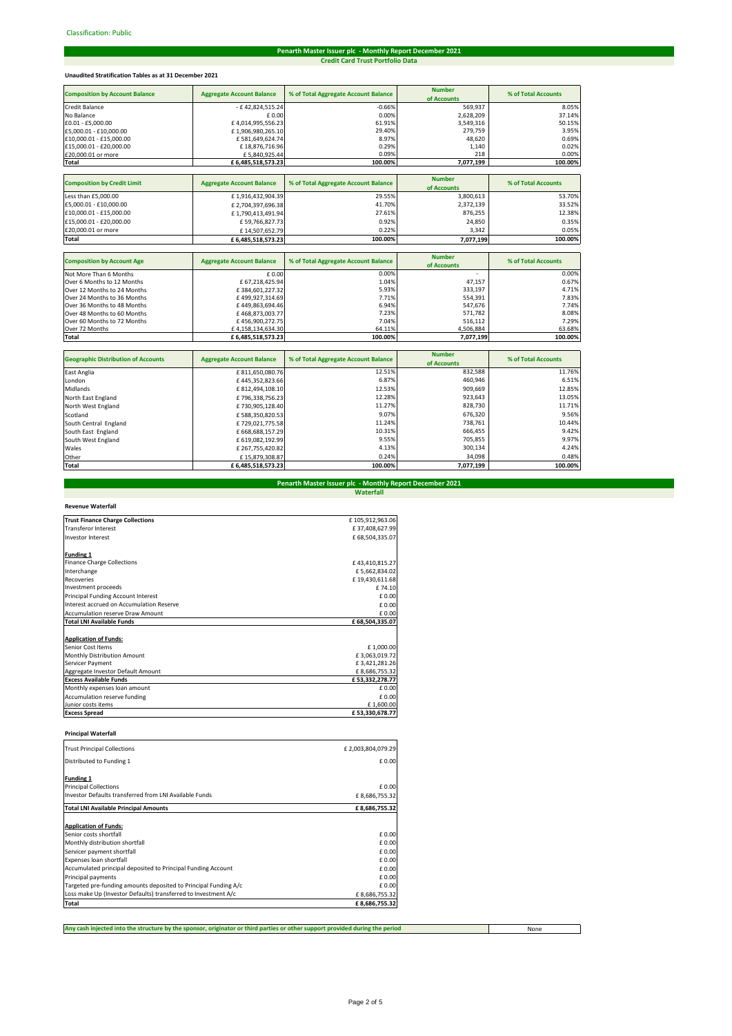Classification: Public

## Penarth Master Issuer plc - Monthly Report December 2021

### Credit Card Trust Portfolio Data

**Unaudited Stratification Tables as at 31 December 2021**

| Composition by Account Balance | Aggregate Account Balance | % of Total Aggregate Account Balance | Number of Accounts | % of Total Accounts |
|---|---|---|---|---|
| Credit Balance | - £ 42,824,515.24 | -0.66% | 569,937 | 8.05% |
| No Balance | £ 0.00 | 0.00% | 2,628,209 | 37.14% |
| £0.01 - £5,000.00 | £ 4,014,995,556.23 | 61.91% | 3,549,316 | 50.15% |
| £5,000.01 - £10,000.00 | £ 1,906,980,265.10 | 29.40% | 279,759 | 3.95% |
| £10,000.01 - £15,000.00 | £ 581,649,624.74 | 8.97% | 48,620 | 0.69% |
| £15,000.01 - £20,000.00 | £ 18,876,716.96 | 0.29% | 1,140 | 0.02% |
| £20,000.01 or more | £ 5,840,925.44 | 0.09% | 218 | 0.00% |
| **Total** | **£ 6,485,518,573.23** | **100.00%** | **7,077,199** | **100.00%** |

| Composition by Credit Limit | Aggregate Account Balance | % of Total Aggregate Account Balance | Number of Accounts | % of Total Accounts |
|---|---|---|---|---|
| Less than £5,000.00 | £ 1,916,432,904.39 | 29.55% | 3,800,613 | 53.70% |
| £5,000.01 - £10,000.00 | £ 2,704,397,696.38 | 41.70% | 2,372,139 | 33.52% |
| £10,000.01 - £15,000.00 | £ 1,790,413,491.94 | 27.61% | 876,255 | 12.38% |
| £15,000.01 - £20,000.00 | £ 59,766,827.73 | 0.92% | 24,850 | 0.35% |
| £20,000.01 or more | £ 14,507,652.79 | 0.22% | 3,342 | 0.05% |
| **Total** | **£ 6,485,518,573.23** | **100.00%** | **7,077,199** | **100.00%** |

| Composition by Account Age | Aggregate Account Balance | % of Total Aggregate Account Balance | Number of Accounts | % of Total Accounts |
|---|---|---|---|---|
| Not More Than 6 Months | £ 0.00 | 0.00% | - | 0.00% |
| Over 6 Months to 12 Months | £ 67,218,425.94 | 1.04% | 47,157 | 0.67% |
| Over 12 Months to 24 Months | £ 384,601,227.32 | 5.93% | 333,197 | 4.71% |
| Over 24 Months to 36 Months | £ 499,927,314.69 | 7.71% | 554,391 | 7.83% |
| Over 36 Months to 48 Months | £ 449,863,694.46 | 6.94% | 547,676 | 7.74% |
| Over 48 Months to 60 Months | £ 468,873,003.77 | 7.23% | 571,782 | 8.08% |
| Over 60 Months to 72 Months | £ 456,900,272.75 | 7.04% | 516,112 | 7.29% |
| Over 72 Months | £ 4,158,134,634.30 | 64.11% | 4,506,884 | 63.68% |
| **Total** | **£ 6,485,518,573.23** | **100.00%** | **7,077,199** | **100.00%** |

| Geographic Distribution of Accounts | Aggregate Account Balance | % of Total Aggregate Account Balance | Number of Accounts | % of Total Accounts |
|---|---|---|---|---|
| East Anglia | £ 811,650,080.76 | 12.51% | 832,588 | 11.76% |
| London | £ 445,352,823.66 | 6.87% | 460,946 | 6.51% |
| Midlands | £ 812,494,108.10 | 12.53% | 909,669 | 12.85% |
| North East England | £ 796,338,756.23 | 12.28% | 923,643 | 13.05% |
| North West England | £ 730,905,128.40 | 11.27% | 828,730 | 11.71% |
| Scotland | £ 588,350,820.53 | 9.07% | 676,320 | 9.56% |
| South Central England | £ 729,021,775.58 | 11.24% | 738,761 | 10.44% |
| South East England | £ 668,688,157.29 | 10.31% | 666,455 | 9.42% |
| South West England | £ 619,082,192.99 | 9.55% | 705,855 | 9.97% |
| Wales | £ 267,755,420.82 | 4.13% | 300,134 | 4.24% |
| Other | £ 15,879,308.87 | 0.24% | 34,098 | 0.48% |
| **Total** | **£ 6,485,518,573.23** | **100.00%** | **7,077,199** | **100.00%** |

## Penarth Master Issuer plc - Monthly Report December 2021

### Waterfall

**Revenue Waterfall**

| | |
|---|---|
| **Trust Finance Charge Collections** | £ 105,912,963.06 |
| Transferor Interest | £ 37,408,627.99 |
| Investor Interest | £ 68,504,335.07 |
| | |
| **Funding 1** | |
| Finance Charge Collections | £ 43,410,815.27 |
| Interchange | £ 5,662,834.02 |
| Recoveries | £ 19,430,611.68 |
| Investment proceeds | £ 74.10 |
| Principal Funding Account Interest | £ 0.00 |
| Interest accrued on Accumulation Reserve | £ 0.00 |
| Accumulation reserve Draw Amount | £ 0.00 |
| **Total LNI Available Funds** | **£ 68,504,335.07** |
| | |
| **Application of Funds:** | |
| Senior Cost Items | £ 1,000.00 |
| Monthly Distribution Amount | £ 3,063,019.72 |
| Servicer Payment | £ 3,421,281.26 |
| Aggregate Investor Default Amount | £ 8,686,755.32 |
| **Excess Available Funds** | **£ 53,332,278.77** |
| Monthly expenses loan amount | £ 0.00 |
| Accumulation reserve funding | £ 0.00 |
| Junior costs items | £ 1,600.00 |
| **Excess Spread** | **£ 53,330,678.77** |

**Principal Waterfall**

| | |
|---|---|
| Trust Principal Collections | £ 2,003,804,079.29 |
| Distributed to Funding 1 | £ 0.00 |
| | |
| **Funding 1** | |
| Principal Collections | £ 0.00 |
| Investor Defaults transferred from LNI Available Funds | £ 8,686,755.32 |
| **Total LNI Available Principal Amounts** | **£ 8,686,755.32** |
| | |
| **Application of Funds:** | |
| Senior costs shortfall | £ 0.00 |
| Monthly distribution shortfall | £ 0.00 |
| Servicer payment shortfall | £ 0.00 |
| Expenses loan shortfall | £ 0.00 |
| Accumulated principal deposited to Principal Funding Account | £ 0.00 |
| Principal payments | £ 0.00 |
| Targeted pre-funding amounts deposited to Principal Funding A/c | £ 0.00 |
| Loss make Up (Investor Defaults) transferred to Investment A/c | £ 8,686,755.32 |
| **Total** | **£ 8,686,755.32** |

| | |
|---|---|
| **Any cash injected into the structure by the sponsor, originator or third parties or other support provided during the period** | None |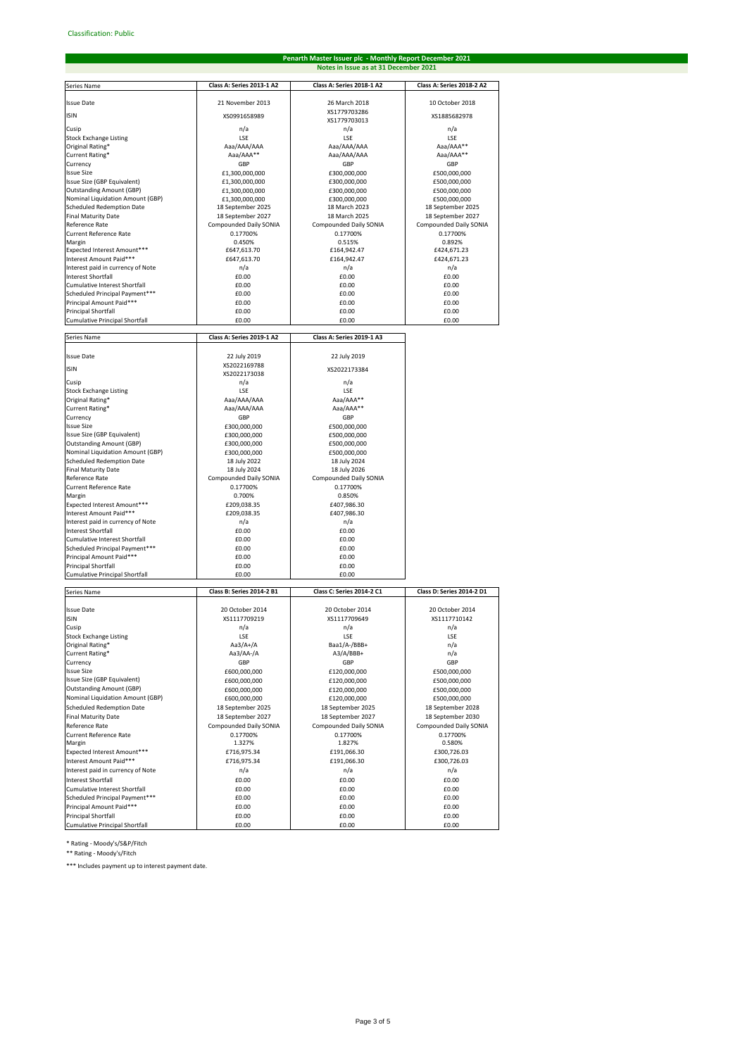Classification: Public

## Penarth Master Issuer plc - Monthly Report December 2021

### Notes in Issue as at 31 December 2021

| Series Name | Class A: Series 2013-1 A2 | Class A: Series 2018-1 A2 | Class A: Series 2018-2 A2 |
|---|---|---|---|
| Issue Date | 21 November 2013 | 26 March 2018 | 10 October 2018 |
| ISIN | XS0991658989 | XS1779703286 XS1779703013 | XS1885682978 |
| Cusip | n/a | n/a | n/a |
| Stock Exchange Listing | LSE | LSE | LSE |
| Original Rating* | Aaa/AAA/AAA | Aaa/AAA/AAA | Aaa/AAA** |
| Current Rating* | Aaa/AAA** | Aaa/AAA/AAA | Aaa/AAA** |
| Currency | GBP | GBP | GBP |
| Issue Size | £1,300,000,000 | £300,000,000 | £500,000,000 |
| Issue Size (GBP Equivalent) | £1,300,000,000 | £300,000,000 | £500,000,000 |
| Outstanding Amount (GBP) | £1,300,000,000 | £300,000,000 | £500,000,000 |
| Nominal Liquidation Amount (GBP) | £1,300,000,000 | £300,000,000 | £500,000,000 |
| Scheduled Redemption Date | 18 September 2025 | 18 March 2023 | 18 September 2025 |
| Final Maturity Date | 18 September 2027 | 18 March 2025 | 18 September 2027 |
| Reference Rate | Compounded Daily SONIA | Compounded Daily SONIA | Compounded Daily SONIA |
| Current Reference Rate | 0.17700% | 0.17700% | 0.17700% |
| Margin | 0.450% | 0.515% | 0.892% |
| Expected Interest Amount*** | £647,613.70 | £164,942.47 | £424,671.23 |
| Interest Amount Paid*** | £647,613.70 | £164,942.47 | £424,671.23 |
| Interest paid in currency of Note | n/a | n/a | n/a |
| Interest Shortfall | £0.00 | £0.00 | £0.00 |
| Cumulative Interest Shortfall | £0.00 | £0.00 | £0.00 |
| Scheduled Principal Payment*** | £0.00 | £0.00 | £0.00 |
| Principal Amount Paid*** | £0.00 | £0.00 | £0.00 |
| Principal Shortfall | £0.00 | £0.00 | £0.00 |
| Cumulative Principal Shortfall | £0.00 | £0.00 | £0.00 |

| Series Name | Class A: Series 2019-1 A2 | Class A: Series 2019-1 A3 |
|---|---|---|
| Issue Date | 22 July 2019 | 22 July 2019 |
| ISIN | XS2022169788 XS2022173038 | XS2022173384 |
| Cusip | n/a | n/a |
| Stock Exchange Listing | LSE | LSE |
| Original Rating* | Aaa/AAA/AAA | Aaa/AAA** |
| Current Rating* | Aaa/AAA/AAA | Aaa/AAA** |
| Currency | GBP | GBP |
| Issue Size | £300,000,000 | £500,000,000 |
| Issue Size (GBP Equivalent) | £300,000,000 | £500,000,000 |
| Outstanding Amount (GBP) | £300,000,000 | £500,000,000 |
| Nominal Liquidation Amount (GBP) | £300,000,000 | £500,000,000 |
| Scheduled Redemption Date | 18 July 2022 | 18 July 2024 |
| Final Maturity Date | 18 July 2024 | 18 July 2026 |
| Reference Rate | Compounded Daily SONIA | Compounded Daily SONIA |
| Current Reference Rate | 0.17700% | 0.17700% |
| Margin | 0.700% | 0.850% |
| Expected Interest Amount*** | £209,038.35 | £407,986.30 |
| Interest Amount Paid*** | £209,038.35 | £407,986.30 |
| Interest paid in currency of Note | n/a | n/a |
| Interest Shortfall | £0.00 | £0.00 |
| Cumulative Interest Shortfall | £0.00 | £0.00 |
| Scheduled Principal Payment*** | £0.00 | £0.00 |
| Principal Amount Paid*** | £0.00 | £0.00 |
| Principal Shortfall | £0.00 | £0.00 |
| Cumulative Principal Shortfall | £0.00 | £0.00 |

| Series Name | Class B: Series 2014-2 B1 | Class C: Series 2014-2 C1 | Class D: Series 2014-2 D1 |
|---|---|---|---|
| Issue Date | 20 October 2014 | 20 October 2014 | 20 October 2014 |
| ISIN | XS1117709219 | XS1117709649 | XS1117710142 |
| Cusip | n/a | n/a | n/a |
| Stock Exchange Listing | LSE | LSE | LSE |
| Original Rating* | Aa3/A+/A | Baa1/A-/BBB+ | n/a |
| Current Rating* | Aa3/AA-/A | A3/A/BBB+ | n/a |
| Currency | GBP | GBP | GBP |
| Issue Size | £600,000,000 | £120,000,000 | £500,000,000 |
| Issue Size (GBP Equivalent) | £600,000,000 | £120,000,000 | £500,000,000 |
| Outstanding Amount (GBP) | £600,000,000 | £120,000,000 | £500,000,000 |
| Nominal Liquidation Amount (GBP) | £600,000,000 | £120,000,000 | £500,000,000 |
| Scheduled Redemption Date | 18 September 2025 | 18 September 2025 | 18 September 2028 |
| Final Maturity Date | 18 September 2027 | 18 September 2027 | 18 September 2030 |
| Reference Rate | Compounded Daily SONIA | Compounded Daily SONIA | Compounded Daily SONIA |
| Current Reference Rate | 0.17700% | 0.17700% | 0.17700% |
| Margin | 1.327% | 1.827% | 0.580% |
| Expected Interest Amount*** | £716,975.34 | £191,066.30 | £300,726.03 |
| Interest Amount Paid*** | £716,975.34 | £191,066.30 | £300,726.03 |
| Interest paid in currency of Note | n/a | n/a | n/a |
| Interest Shortfall | £0.00 | £0.00 | £0.00 |
| Cumulative Interest Shortfall | £0.00 | £0.00 | £0.00 |
| Scheduled Principal Payment*** | £0.00 | £0.00 | £0.00 |
| Principal Amount Paid*** | £0.00 | £0.00 | £0.00 |
| Principal Shortfall | £0.00 | £0.00 | £0.00 |
| Cumulative Principal Shortfall | £0.00 | £0.00 | £0.00 |

\* Rating - Moody's/S&P/Fitch

\** Rating - Moody's/Fitch

\*** Includes payment up to interest payment date.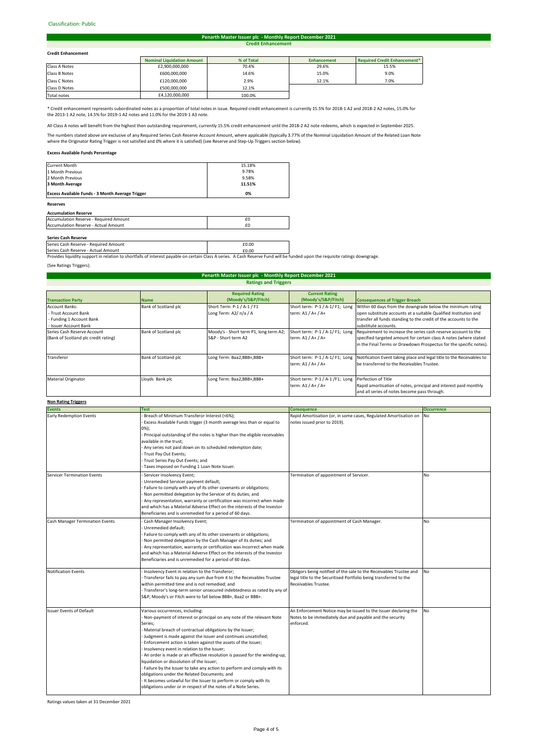Classification: Public

## Penarth Master Issuer plc - Monthly Report December 2021

### Credit Enhancement

**Credit Enhancement**

| | Nominal Liquidation Amount | % of Total | Enhancement | Required Credit Enhancement* |
|---|---|---|---|---|
| Class A Notes | £2,900,000,000 | 70.4% | 29.6% | 15.5% |
| Class B Notes | £600,000,000 | 14.6% | 15.0% | 9.0% |
| Class C Notes | £120,000,000 | 2.9% | 12.1% | 7.0% |
| Class D Notes | £500,000,000 | 12.1% | | |
| Total notes | £4,120,000,000 | 100.0% | | |

* Credit enhancement represents subordinated notes as a proportion of total notes in issue. Required credit enhancement is currently 15.5% for 2018-1 A2 and 2018-2 A2 notes, 15.0% for the 2013-1 A2 note, 14.5% for 2019-1 A2 notes and 11.0% for the 2019-1 A3 note.

All Class A notes will benefit from the highest then outstanding requirement, currently 15.5% credit enhancement until the 2018-2 A2 note redeems, which is expected in September 2025.

The numbers stated above are exclusive of any Required Series Cash Reserve Account Amount, where applicable (typically 3.77% of the Nominal Liquidation Amount of the Related Loan Note where the Originator Rating Trigger is not satisfied and 0% where it is satisfied) (see Reserve and Step-Up Triggers section below).

**Excess Available Funds Percentage**

| | |
|---|---|
| Current Month | 15.18% |
| 1 Month Previous | 9.78% |
| 2 Month Previous | 9.58% |
| **3 Month Average** | **11.51%** |
| **Excess Available Funds - 3 Month Average Trigger** | **0%** |

**Reserves**

**Accumulation Reserve**

| | |
|---|---|
| Accumulation Reserve - Required Amount | £0 |
| Accumulation Reserve - Actual Amount | £0 |

**Series Cash Reserve**

| | |
|---|---|
| Series Cash Reserve - Required Amount | £0.00 |
| Series Cash Reserve - Actual Amount | £0.00 |

Provides liquidity support in relation to shortfalls of interest payable on certain Class A series. A Cash Reserve Fund will be funded upon the requisite ratings downgrage.

(See Ratings Triggers).

## Penarth Master Issuer plc - Monthly Report December 2021

### Ratings and Triggers

| Transaction Party | Name | Required Rating (Moody's/S&P/Fitch) | Current Rating (Moody's/S&P/Fitch) | Consequences of Trigger Breach |
|---|---|---|---|---|
| Account Banks:<br>- Trust Account Bank<br>- Funding 1 Account Bank<br>- Issuer Account Bank | Bank of Scotland plc | Short Term: P-1 / A-1 / F1<br>Long Term: A2/ n/a / A | Short term: P-1 / A-1/ F1; Long term: A1 / A+ / A+ | Within 60 days from the downgrade below the minimum rating open substitute accounts at a suitable Qualified Institution and transfer all funds standing to the credit of the accounts to the substitute accounts. |
| Series Cash Reserve Account (Bank of Scotland plc credit rating) | Bank of Scotland plc | Moody's - Short term P1, long term A2; S&P - Short term A2 | Short term: P-1 / A-1/ F1; Long term: A1 / A+ / A+ | Requirement to increase the series cash reserve account to the specified targeted amount for certain class A notes (where stated in the Final Terms or Drawdown Prospectus for the specific notes). |
| Transferor | Bank of Scotland plc | Long Term: Baa2,BBB+,BBB+ | Short term: P-1 / A-1/ F1; Long term: A1 / A+ / A+ | Notification Event taking place and legal title to the Receivables to be transferred to the Receivables Trustee. |
| Material Originator | Lloyds Bank plc | Long Term: Baa2,BBB+,BBB+ | Short term: P-1 / A-1 /F1; Long term: A1 / A+ / A+ | Perfection of Title<br>Rapid amortisation of notes, principal and interest paid monthly and all series of notes become pass through. |

**Non Rating Triggers**

| Events | Test | Consequence | Occurrence |
|---|---|---|---|
| Early Redemption Events | - Breach of Minimum Transferor Interest (<6%);<br>- Excess Available Funds trigger (3 month average less than or equal to 0%);<br>- Principal outstanding of the notes is higher than the eligible receivables available in the trust;<br>- Any series not paid down on its scheduled redemption date;<br>- Trust Pay Out Events;<br>- Trust Series Pay Out Events; and<br>- Taxes imposed on Funding 1 Loan Note Issuer. | Rapid Amortisation (or, in some cases, Regulated Amortisation on notes issued prior to 2019). | No |
| Servicer Termination Events | - Servicer Insolvency Event;<br>- Unremedied Servicer payment default;<br>- Failure to comply with any of its other covenants or obligations;<br>- Non permitted delegation by the Servicer of its duties; and<br>- Any representation, warranty or certification was incorrect when made and which has a Material Adverse Effect on the interests of the Investor Beneficiaries and is unremedied for a period of 60 days. | Termination of appointment of Servicer. | No |
| Cash Manager Termination Events | - Cash Manager Insolvency Event;<br>- Unremedied default;<br>- Failure to comply with any of its other covenants or obligations;<br>- Non permitted delegation by the Cash Manager of its duties; and<br>- Any representation, warranty or certification was incorrect when made and which has a Material Adverse Effect on the interests of the Investor Beneficiaries and is unremedied for a period of 60 days. | Termination of appointment of Cash Manager. | No |
| Notification Events | - Insolvency Event in relation to the Transferor;<br>- Transferor fails to pay any sum due from it to the Receivables Trustee within permitted time and is not remedied; and<br>- Transferor's long-term senior unsecured indebtedness as rated by any of S&P, Moody's or Fitch were to fall below BBB+, Baa2 or BBB+. | Obligors being notified of the sale to the Receivables Trustee and legal title to the Securitised Portfolio being transferred to the Receivables Trustee. | No |
| Issuer Events of Default | Various occurrences, including:<br>- Non-payment of interest or principal on any note of the relevant Note Series;<br>- Material breach of contractual obligations by the Issuer;<br>- Judgment is made against the Issuer and continues unsatisfied;<br>- Enforcement action is taken against the assets of the Issuer;<br>- Insolvency event in relation to the Issuer;<br>- An order is made or an effective resolution is passed for the winding-up, liquidation or dissolution of the Issuer;<br>- Failure by the Issuer to take any action to perform and comply with its obligations under the Related Documents; and<br>- It becomes unlawful for the Issuer to perform or comply with its obligations under or in respect of the notes of a Note Series. | An Enforcement Notice may be issued to the Issuer declaring the Notes to be immediately due and payable and the security enforced. | No |

Ratings values taken at 31 December 2021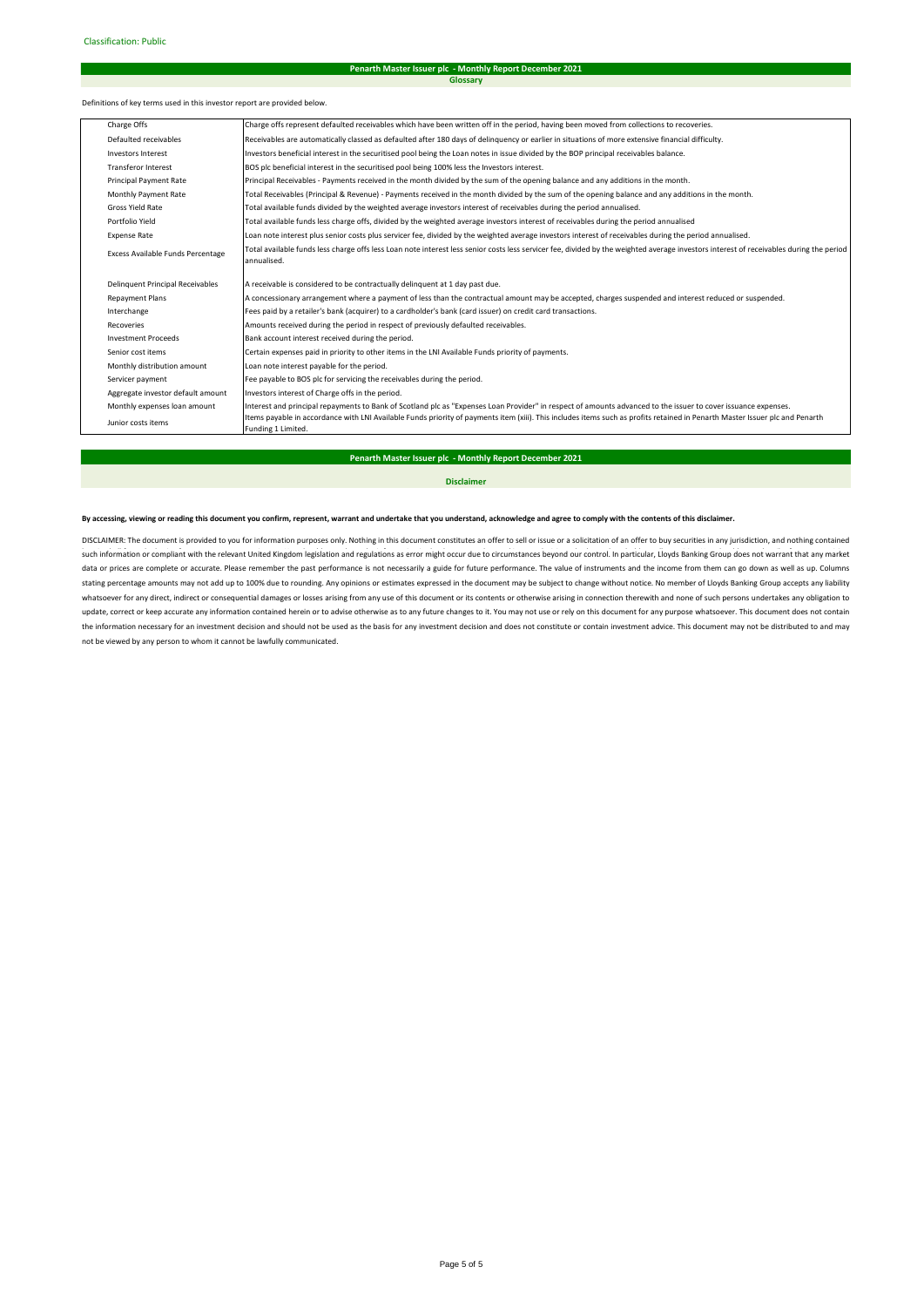Classification: Public

## Penarth Master Issuer plc - Monthly Report December 2021

### Glossary

Definitions of key terms used in this investor report are provided below.

| | |
|---|---|
| Charge Offs | Charge offs represent defaulted receivables which have been written off in the period, having been moved from collections to recoveries. |
| Defaulted receivables | Receivables are automatically classed as defaulted after 180 days of delinquency or earlier in situations of more extensive financial difficulty. |
| Investors Interest | Investors beneficial interest in the securitised pool being the Loan notes in issue divided by the BOP principal receivables balance. |
| Transferor Interest | BOS plc beneficial interest in the securitised pool being 100% less the Investors interest. |
| Principal Payment Rate | Principal Receivables - Payments received in the month divided by the sum of the opening balance and any additions in the month. |
| Monthly Payment Rate | Total Receivables (Principal & Revenue) - Payments received in the month divided by the sum of the opening balance and any additions in the month. |
| Gross Yield Rate | Total available funds divided by the weighted average investors interest of receivables during the period annualised. |
| Portfolio Yield | Total available funds less charge offs, divided by the weighted average investors interest of receivables during the period annualised |
| Expense Rate | Loan note interest plus senior costs plus servicer fee, divided by the weighted average investors interest of receivables during the period annualised. |
| Excess Available Funds Percentage | Total available funds less charge offs less Loan note interest less senior costs less servicer fee, divided by the weighted average investors interest of receivables during the period annualised. |
| Delinquent Principal Receivables | A receivable is considered to be contractually delinquent at 1 day past due. |
| Repayment Plans | A concessionary arrangement where a payment of less than the contractual amount may be accepted, charges suspended and interest reduced or suspended. |
| Interchange | Fees paid by a retailer's bank (acquirer) to a cardholder's bank (card issuer) on credit card transactions. |
| Recoveries | Amounts received during the period in respect of previously defaulted receivables. |
| Investment Proceeds | Bank account interest received during the period. |
| Senior cost items | Certain expenses paid in priority to other items in the LNI Available Funds priority of payments. |
| Monthly distribution amount | Loan note interest payable for the period. |
| Servicer payment | Fee payable to BOS plc for servicing the receivables during the period. |
| Aggregate investor default amount | Investors interest of Charge offs in the period. |
| Monthly expenses loan amount | Interest and principal repayments to Bank of Scotland plc as "Expenses Loan Provider" in respect of amounts advanced to the issuer to cover issuance expenses. |
| Junior costs items | Items payable in accordance with LNI Available Funds priority of payments item (xiii). This includes items such as profits retained in Penarth Master Issuer plc and Penarth Funding 1 Limited. |

## Penarth Master Issuer plc - Monthly Report December 2021

### Disclaimer

**By accessing, viewing or reading this document you confirm, represent, warrant and undertake that you understand, acknowledge and agree to comply with the contents of this disclaimer.**

DISCLAIMER: The document is provided to you for information purposes only. Nothing in this document constitutes an offer to sell or issue or a solicitation of an offer to buy securities in any jurisdiction, and nothing contained such information or compliant with the relevant United Kingdom legislation and regulations as error might occur due to circumstances beyond our control. In particular, Lloyds Banking Group does not warrant that any market data or prices are complete or accurate. Please remember the past performance is not necessarily a guide for future performance. The value of instruments and the income from them can go down as well as up. Columns stating percentage amounts may not add up to 100% due to rounding. Any opinions or estimates expressed in the document may be subject to change without notice. No member of Lloyds Banking Group accepts any liability whatsoever for any direct, indirect or consequential damages or losses arising from any use of this document or its contents or otherwise arising in connection therewith and none of such persons undertakes any obligation to update, correct or keep accurate any information contained herein or to advise otherwise as to any future changes to it. You may not use or rely on this document for any purpose whatsoever. This document does not contain the information necessary for an investment decision and should not be used as the basis for any investment decision and does not constitute or contain investment advice. This document may not be distributed to and may not be viewed by any person to whom it cannot be lawfully communicated.